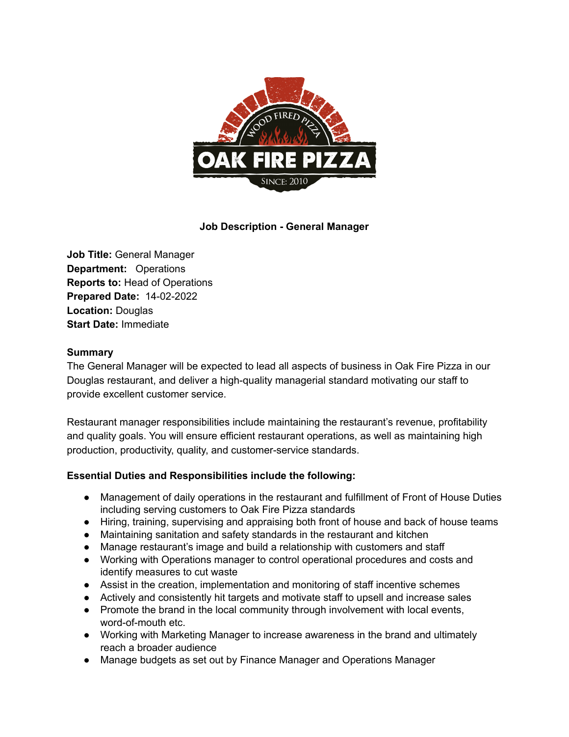# Job Description - General Manager

**Job Title:** General Manager
**Department:** Operations
**Reports to:** Head of Operations
**Prepared Date:** 14-02-2022
**Location:** Douglas
**Start Date:** Immediate

**Summary**

The General Manager will be expected to lead all aspects of business in Oak Fire Pizza in our Douglas restaurant, and deliver a high-quality managerial standard motivating our staff to provide excellent customer service.

Restaurant manager responsibilities include maintaining the restaurant's revenue, profitability and quality goals. You will ensure efficient restaurant operations, as well as maintaining high production, productivity, quality, and customer-service standards.

**Essential Duties and Responsibilities include the following:**

- Management of daily operations in the restaurant and fulfillment of Front of House Duties including serving customers to Oak Fire Pizza standards
- Hiring, training, supervising and appraising both front of house and back of house teams
- Maintaining sanitation and safety standards in the restaurant and kitchen
- Manage restaurant's image and build a relationship with customers and staff
- Working with Operations manager to control operational procedures and costs and identify measures to cut waste
- Assist in the creation, implementation and monitoring of staff incentive schemes
- Actively and consistently hit targets and motivate staff to upsell and increase sales
- Promote the brand in the local community through involvement with local events, word-of-mouth etc.
- Working with Marketing Manager to increase awareness in the brand and ultimately reach a broader audience
- Manage budgets as set out by Finance Manager and Operations Manager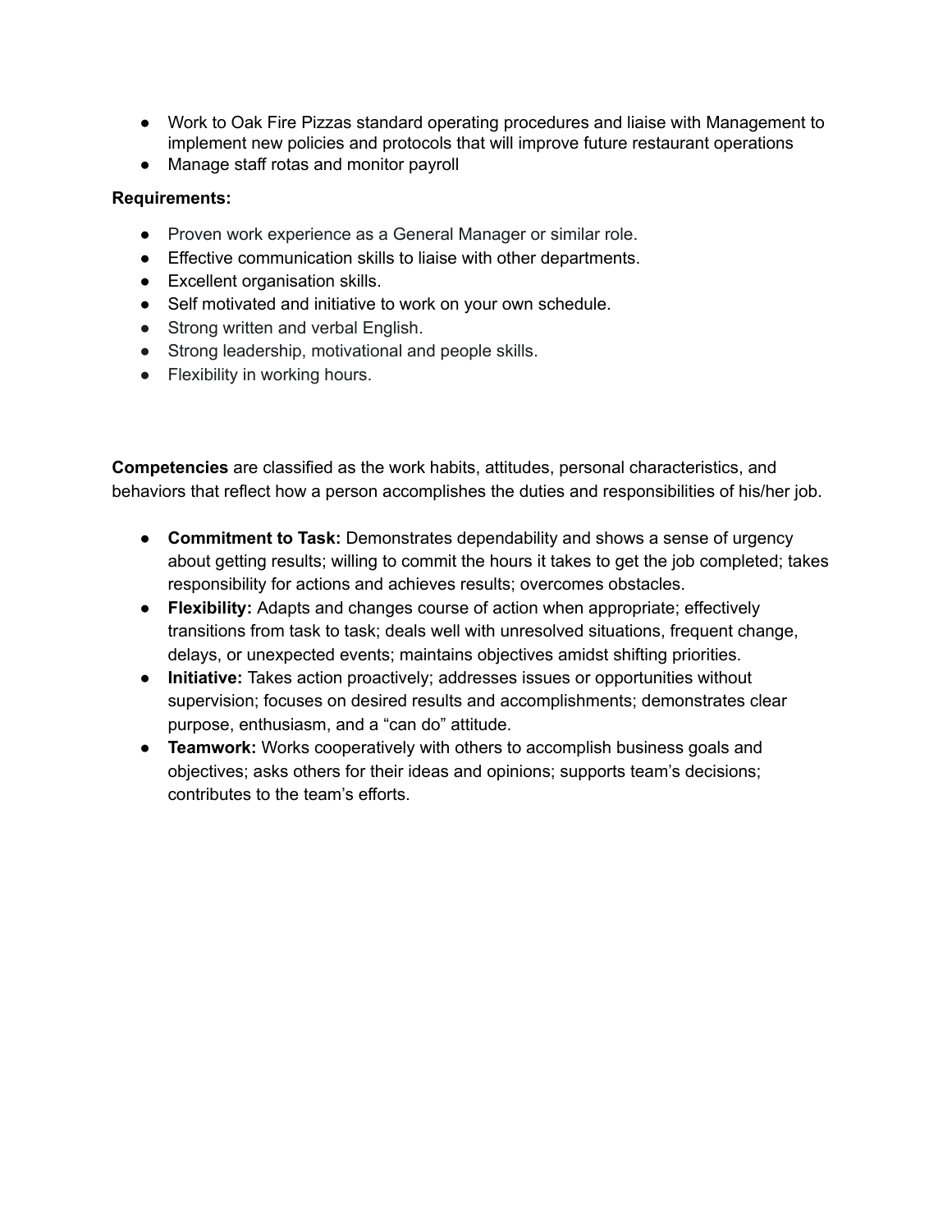- Work to Oak Fire Pizzas standard operating procedures and liaise with Management to implement new policies and protocols that will improve future restaurant operations
- Manage staff rotas and monitor payroll

**Requirements:**

- Proven work experience as a General Manager or similar role.
- Effective communication skills to liaise with other departments.
- Excellent organisation skills.
- Self motivated and initiative to work on your own schedule.
- Strong written and verbal English.
- Strong leadership, motivational and people skills.
- Flexibility in working hours.

**Competencies** are classified as the work habits, attitudes, personal characteristics, and behaviors that reflect how a person accomplishes the duties and responsibilities of his/her job.

- **Commitment to Task:** Demonstrates dependability and shows a sense of urgency about getting results; willing to commit the hours it takes to get the job completed; takes responsibility for actions and achieves results; overcomes obstacles.
- **Flexibility:** Adapts and changes course of action when appropriate; effectively transitions from task to task; deals well with unresolved situations, frequent change, delays, or unexpected events; maintains objectives amidst shifting priorities.
- **Initiative:** Takes action proactively; addresses issues or opportunities without supervision; focuses on desired results and accomplishments; demonstrates clear purpose, enthusiasm, and a “can do” attitude.
- **Teamwork:** Works cooperatively with others to accomplish business goals and objectives; asks others for their ideas and opinions; supports team’s decisions; contributes to the team’s efforts.